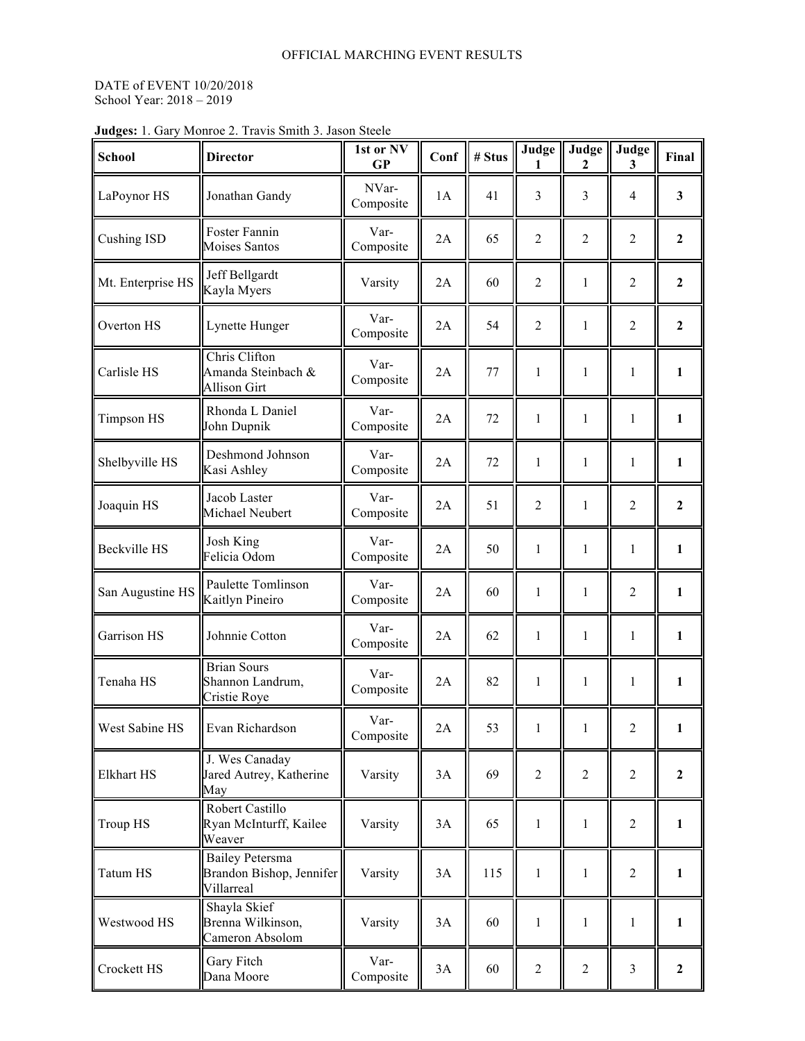OFFICIAL MARCHING EVENT RESULTS

DATE of EVENT 10/20/2018
School Year: 2018 – 2019

**Judges:** 1. Gary Monroe 2. Travis Smith 3. Jason Steele

| School | Director | 1st or NV GP | Conf | # Stus | Judge 1 | Judge 2 | Judge 3 | Final |
|---|---|---|---|---|---|---|---|---|
| LaPoynor HS | Jonathan Gandy | NVar-Composite | 1A | 41 | 3 | 3 | 4 | **3** |
| Cushing ISD | Foster Fannin Moises Santos | Var-Composite | 2A | 65 | 2 | 2 | 2 | **2** |
| Mt. Enterprise HS | Jeff Bellgardt Kayla Myers | Varsity | 2A | 60 | 2 | 1 | 2 | **2** |
| Overton HS | Lynette Hunger | Var-Composite | 2A | 54 | 2 | 1 | 2 | **2** |
| Carlisle HS | Chris Clifton Amanda Steinbach & Allison Girt | Var-Composite | 2A | 77 | 1 | 1 | 1 | **1** |
| Timpson HS | Rhonda L Daniel John Dupnik | Var-Composite | 2A | 72 | 1 | 1 | 1 | **1** |
| Shelbyville HS | Deshmond Johnson Kasi Ashley | Var-Composite | 2A | 72 | 1 | 1 | 1 | **1** |
| Joaquin HS | Jacob Laster Michael Neubert | Var-Composite | 2A | 51 | 2 | 1 | 2 | **2** |
| Beckville HS | Josh King Felicia Odom | Var-Composite | 2A | 50 | 1 | 1 | 1 | **1** |
| San Augustine HS | Paulette Tomlinson Kaitlyn Pineiro | Var-Composite | 2A | 60 | 1 | 1 | 2 | **1** |
| Garrison HS | Johnnie Cotton | Var-Composite | 2A | 62 | 1 | 1 | 1 | **1** |
| Tenaha HS | Brian Sours Shannon Landrum, Cristie Roye | Var-Composite | 2A | 82 | 1 | 1 | 1 | **1** |
| West Sabine HS | Evan Richardson | Var-Composite | 2A | 53 | 1 | 1 | 2 | **1** |
| Elkhart HS | J. Wes Canaday Jared Autrey, Katherine May | Varsity | 3A | 69 | 2 | 2 | 2 | **2** |
| Troup HS | Robert Castillo Ryan McInturff, Kailee Weaver | Varsity | 3A | 65 | 1 | 1 | 2 | **1** |
| Tatum HS | Bailey Petersma Brandon Bishop, Jennifer Villarreal | Varsity | 3A | 115 | 1 | 1 | 2 | **1** |
| Westwood HS | Shayla Skief Brenna Wilkinson, Cameron Absolom | Varsity | 3A | 60 | 1 | 1 | 1 | **1** |
| Crockett HS | Gary Fitch Dana Moore | Var-Composite | 3A | 60 | 2 | 2 | 3 | **2** |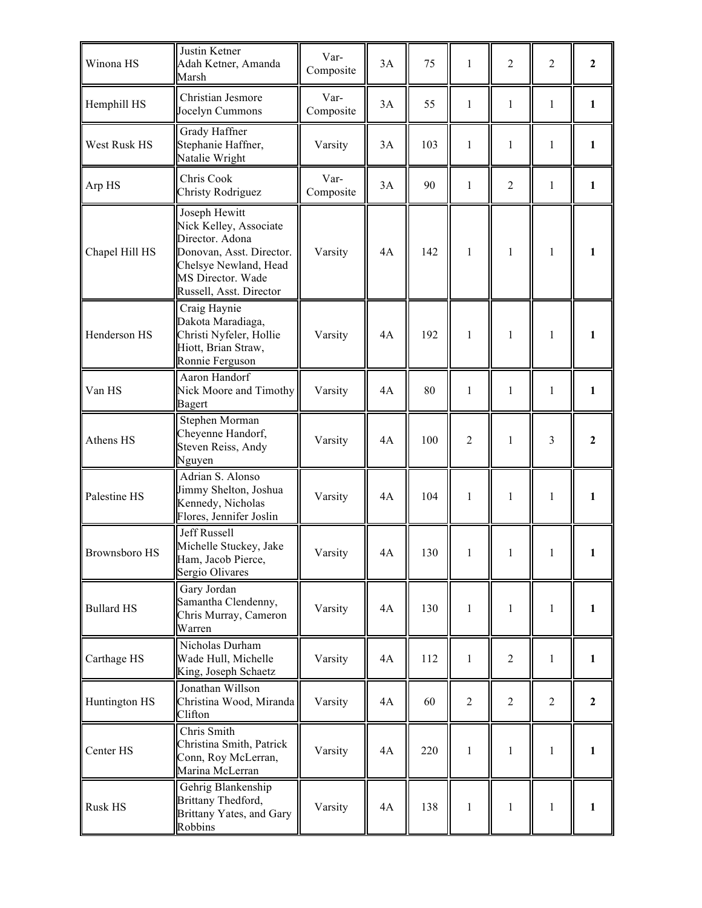| | | | | | | | | |
|---|---|---|---|---|---|---|---|---|
| Winona HS | Justin Ketner Adah Ketner, Amanda Marsh | Var-Composite | 3A | 75 | 1 | 2 | 2 | **2** |
| Hemphill HS | Christian Jesmore Jocelyn Cummons | Var-Composite | 3A | 55 | 1 | 1 | 1 | **1** |
| West Rusk HS | Grady Haffner Stephanie Haffner, Natalie Wright | Varsity | 3A | 103 | 1 | 1 | 1 | **1** |
| Arp HS | Chris Cook Christy Rodriguez | Var-Composite | 3A | 90 | 1 | 2 | 1 | **1** |
| Chapel Hill HS | Joseph Hewitt Nick Kelley, Associate Director. Adona Donovan, Asst. Director. Chelsye Newland, Head MS Director. Wade Russell, Asst. Director | Varsity | 4A | 142 | 1 | 1 | 1 | **1** |
| Henderson HS | Craig Haynie Dakota Maradiaga, Christi Nyfeler, Hollie Hiott, Brian Straw, Ronnie Ferguson | Varsity | 4A | 192 | 1 | 1 | 1 | **1** |
| Van HS | Aaron Handorf Nick Moore and Timothy Bagert | Varsity | 4A | 80 | 1 | 1 | 1 | **1** |
| Athens HS | Stephen Morman Cheyenne Handorf, Steven Reiss, Andy Nguyen | Varsity | 4A | 100 | 2 | 1 | 3 | **2** |
| Palestine HS | Adrian S. Alonso Jimmy Shelton, Joshua Kennedy, Nicholas Flores, Jennifer Joslin | Varsity | 4A | 104 | 1 | 1 | 1 | **1** |
| Brownsboro HS | Jeff Russell Michelle Stuckey, Jake Ham, Jacob Pierce, Sergio Olivares | Varsity | 4A | 130 | 1 | 1 | 1 | **1** |
| Bullard HS | Gary Jordan Samantha Clendenny, Chris Murray, Cameron Warren | Varsity | 4A | 130 | 1 | 1 | 1 | **1** |
| Carthage HS | Nicholas Durham Wade Hull, Michelle King, Joseph Schaetz | Varsity | 4A | 112 | 1 | 2 | 1 | **1** |
| Huntington HS | Jonathan Willson Christina Wood, Miranda Clifton | Varsity | 4A | 60 | 2 | 2 | 2 | **2** |
| Center HS | Chris Smith Christina Smith, Patrick Conn, Roy McLerran, Marina McLerran | Varsity | 4A | 220 | 1 | 1 | 1 | **1** |
| Rusk HS | Gehrig Blankenship Brittany Thedford, Brittany Yates, and Gary Robbins | Varsity | 4A | 138 | 1 | 1 | 1 | **1** |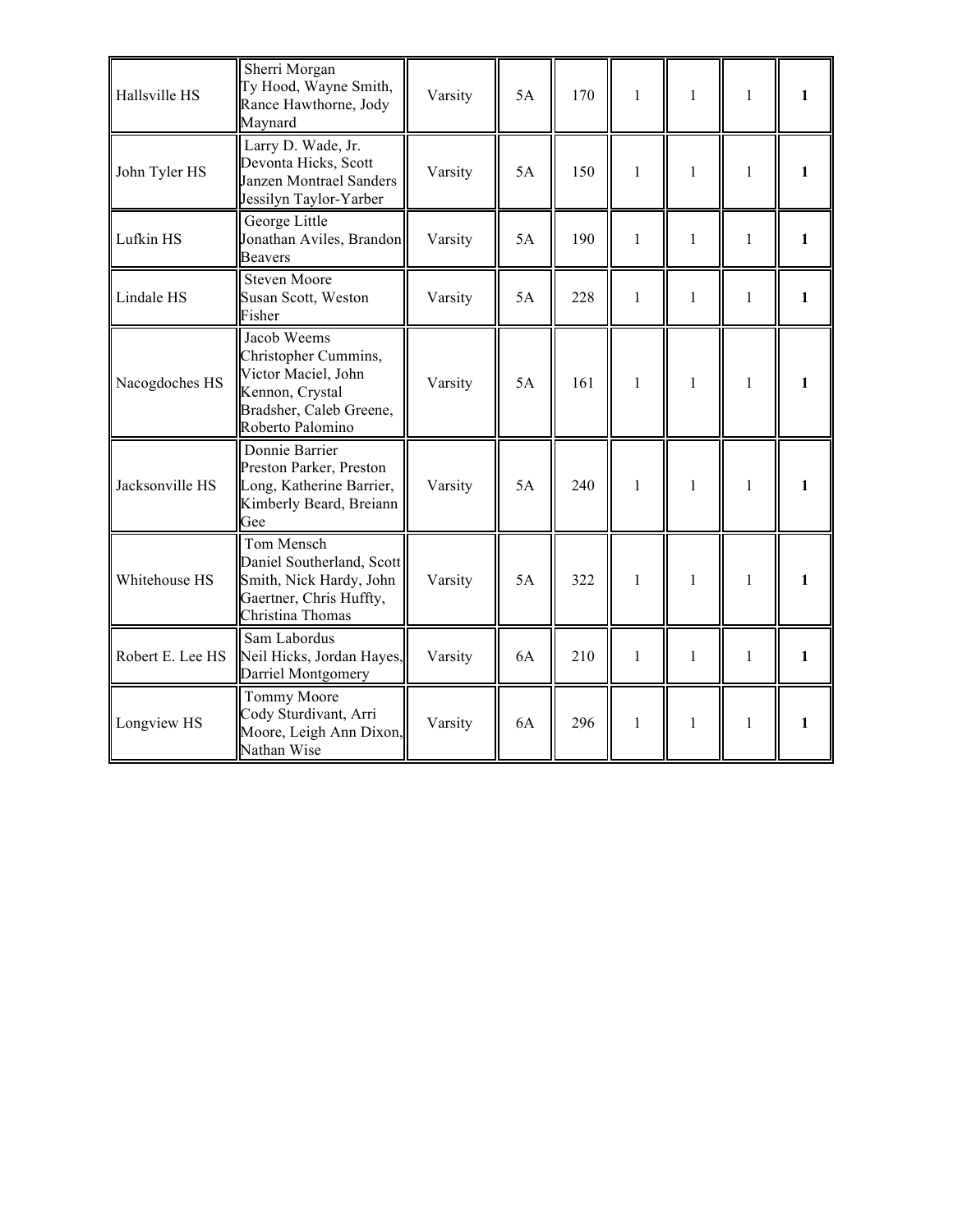| | | | | | | | | |
|---|---|---|---|---|---|---|---|---|
| Hallsville HS | Sherri Morgan Ty Hood, Wayne Smith, Rance Hawthorne, Jody Maynard | Varsity | 5A | 170 | 1 | 1 | 1 | **1** |
| John Tyler HS | Larry D. Wade, Jr. Devonta Hicks, Scott Janzen Montrael Sanders Jessilyn Taylor-Yarber | Varsity | 5A | 150 | 1 | 1 | 1 | **1** |
| Lufkin HS | George Little Jonathan Aviles, Brandon Beavers | Varsity | 5A | 190 | 1 | 1 | 1 | **1** |
| Lindale HS | Steven Moore Susan Scott, Weston Fisher | Varsity | 5A | 228 | 1 | 1 | 1 | **1** |
| Nacogdoches HS | Jacob Weems Christopher Cummins, Victor Maciel, John Kennon, Crystal Bradsher, Caleb Greene, Roberto Palomino | Varsity | 5A | 161 | 1 | 1 | 1 | **1** |
| Jacksonville HS | Donnie Barrier Preston Parker, Preston Long, Katherine Barrier, Kimberly Beard, Breiann Gee | Varsity | 5A | 240 | 1 | 1 | 1 | **1** |
| Whitehouse HS | Tom Mensch Daniel Southerland, Scott Smith, Nick Hardy, John Gaertner, Chris Huffty, Christina Thomas | Varsity | 5A | 322 | 1 | 1 | 1 | **1** |
| Robert E. Lee HS | Sam Labordus Neil Hicks, Jordan Hayes, Darriel Montgomery | Varsity | 6A | 210 | 1 | 1 | 1 | **1** |
| Longview HS | Tommy Moore Cody Sturdivant, Arri Moore, Leigh Ann Dixon, Nathan Wise | Varsity | 6A | 296 | 1 | 1 | 1 | **1** |